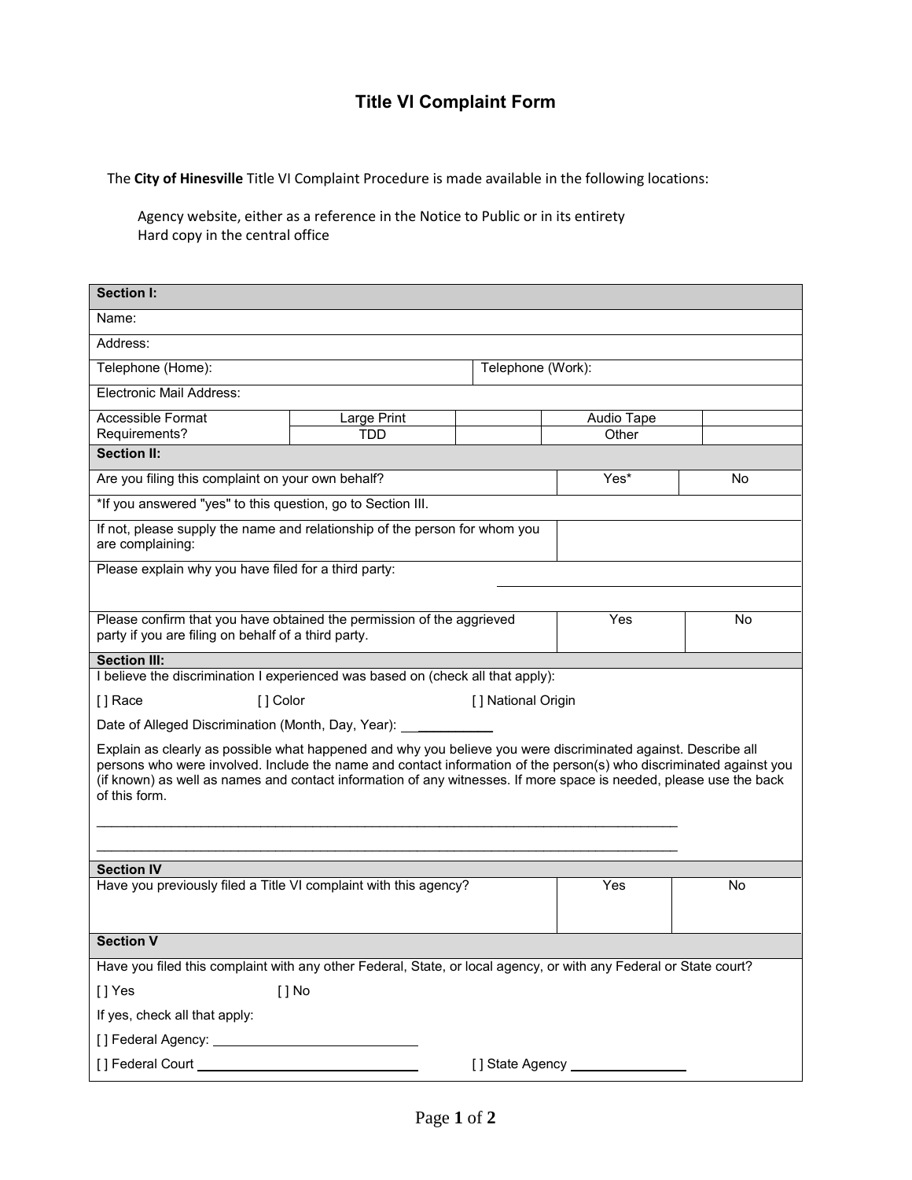# Title VI Complaint Form

The **City of Hinesville** Title VI Complaint Procedure is made available in the following locations:

Agency website, either as a reference in the Notice to Public or in its entirety
Hard copy in the central office

| **Section I:** | | | | |
|---|---|---|---|---|
| Name: | | | | |
| Address: | | | | |
| Telephone (Home): | | | Telephone (Work): | |
| Electronic Mail Address: | | | | |
| Accessible Format Requirements? | Large Print | | Audio Tape | |
| | TDD | | Other | |

| **Section II:** | | |
|---|---|---|
| Are you filing this complaint on your own behalf? | Yes* | No |
| *If you answered "yes" to this question, go to Section III. | | |
| If not, please supply the name and relationship of the person for whom you are complaining: | | |
| Please explain why you have filed for a third party: | | |
| Please confirm that you have obtained the permission of the aggrieved party if you are filing on behalf of a third party. | Yes | No |

**Section III:**

I believe the discrimination I experienced was based on (check all that apply):

[ ] Race [ ] Color [ ] National Origin

Date of Alleged Discrimination (Month, Day, Year): ____________

Explain as clearly as possible what happened and why you believe you were discriminated against. Describe all persons who were involved. Include the name and contact information of the person(s) who discriminated against you (if known) as well as names and contact information of any witnesses. If more space is needed, please use the back of this form.

______________________________________________________________________________

______________________________________________________________________________

| **Section IV** | | |
|---|---|---|
| Have you previously filed a Title VI complaint with this agency? | Yes | No |

**Section V**

Have you filed this complaint with any other Federal, State, or local agency, or with any Federal or State court?

[ ] Yes [ ] No

If yes, check all that apply:

[ ] Federal Agency: ____________________________

[ ] Federal Court ____________________________ [ ] State Agency ________________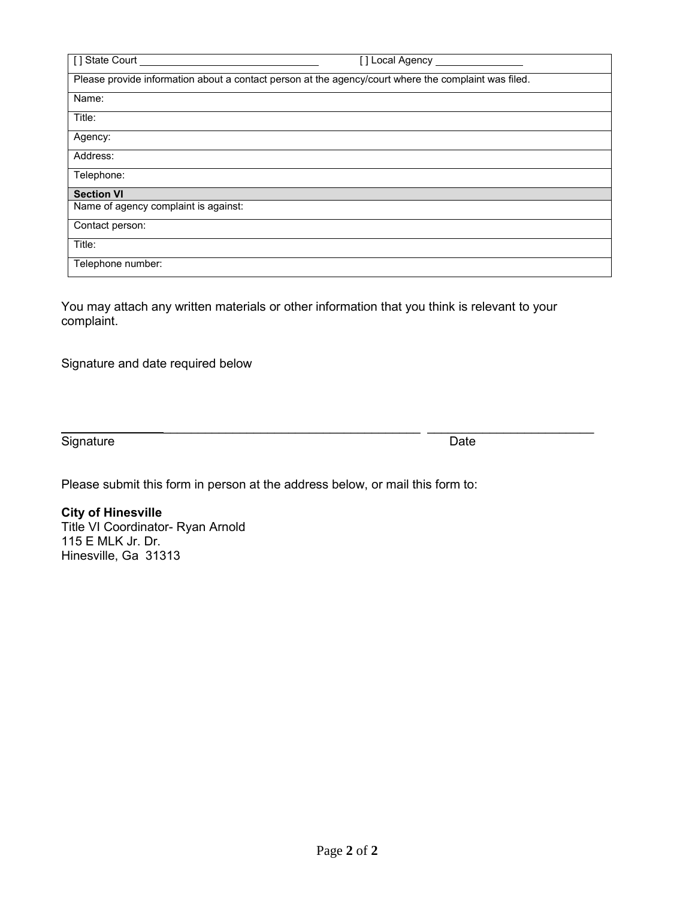| | |
|---|---|
| [ ] State Court ______________________________ | [ ] Local Agency _______________ |
| Please provide information about a contact person at the agency/court where the complaint was filed. | |
| Name: | |
| Title: | |
| Agency: | |
| Address: | |
| Telephone: | |
| **Section VI** | |
| Name of agency complaint is against: | |
| Contact person: | |
| Title: | |
| Telephone number: | |

You may attach any written materials or other information that you think is relevant to your complaint.

Signature and date required below

_______________________________________________________ ________________________

Signature Date

Please submit this form in person at the address below, or mail this form to:

**City of Hinesville**
Title VI Coordinator- Ryan Arnold
115 E MLK Jr. Dr.
Hinesville, Ga 31313